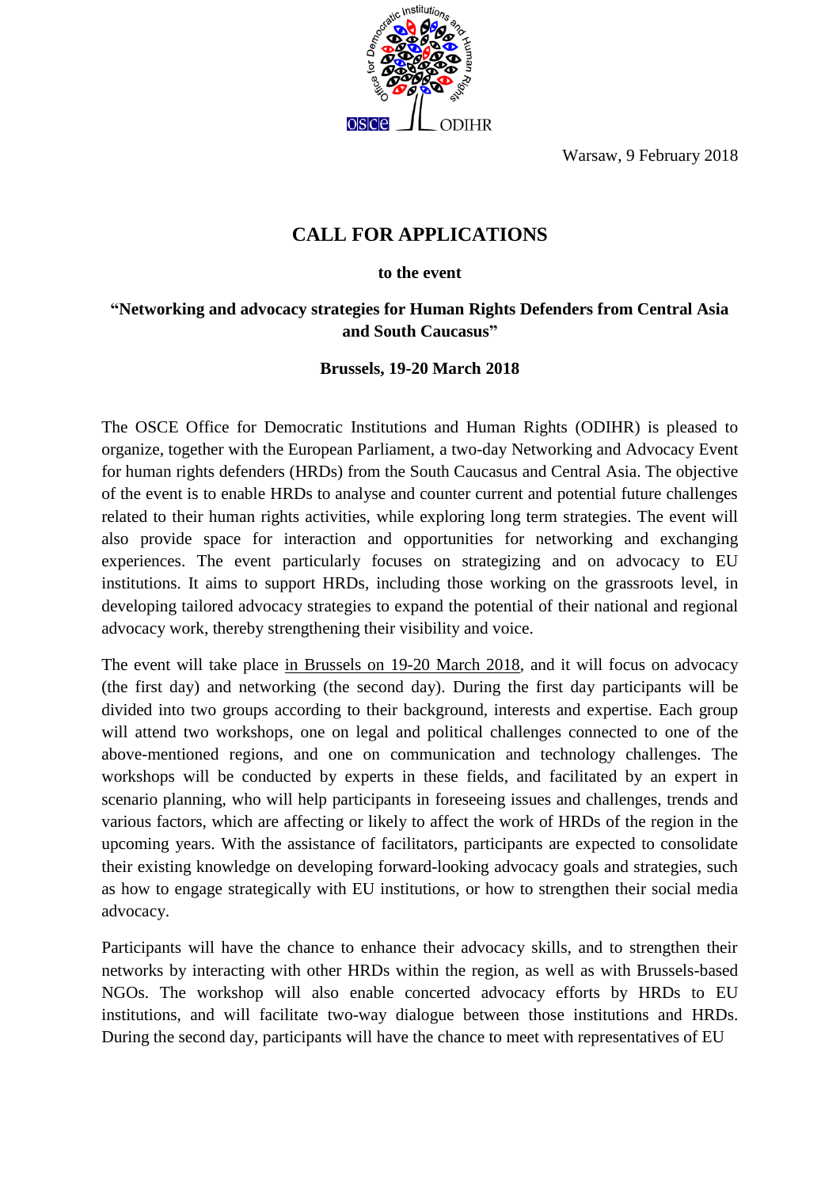Warsaw, 9 February 2018

# CALL FOR APPLICATIONS

**to the event**

**"Networking and advocacy strategies for Human Rights Defenders from Central Asia and South Caucasus"**

**Brussels, 19-20 March 2018**

The OSCE Office for Democratic Institutions and Human Rights (ODIHR) is pleased to organize, together with the European Parliament, a two-day Networking and Advocacy Event for human rights defenders (HRDs) from the South Caucasus and Central Asia. The objective of the event is to enable HRDs to analyse and counter current and potential future challenges related to their human rights activities, while exploring long term strategies. The event will also provide space for interaction and opportunities for networking and exchanging experiences. The event particularly focuses on strategizing and on advocacy to EU institutions. It aims to support HRDs, including those working on the grassroots level, in developing tailored advocacy strategies to expand the potential of their national and regional advocacy work, thereby strengthening their visibility and voice.

The event will take place in Brussels on 19-20 March 2018, and it will focus on advocacy (the first day) and networking (the second day). During the first day participants will be divided into two groups according to their background, interests and expertise. Each group will attend two workshops, one on legal and political challenges connected to one of the above-mentioned regions, and one on communication and technology challenges. The workshops will be conducted by experts in these fields, and facilitated by an expert in scenario planning, who will help participants in foreseeing issues and challenges, trends and various factors, which are affecting or likely to affect the work of HRDs of the region in the upcoming years. With the assistance of facilitators, participants are expected to consolidate their existing knowledge on developing forward-looking advocacy goals and strategies, such as how to engage strategically with EU institutions, or how to strengthen their social media advocacy.

Participants will have the chance to enhance their advocacy skills, and to strengthen their networks by interacting with other HRDs within the region, as well as with Brussels-based NGOs. The workshop will also enable concerted advocacy efforts by HRDs to EU institutions, and will facilitate two-way dialogue between those institutions and HRDs. During the second day, participants will have the chance to meet with representatives of EU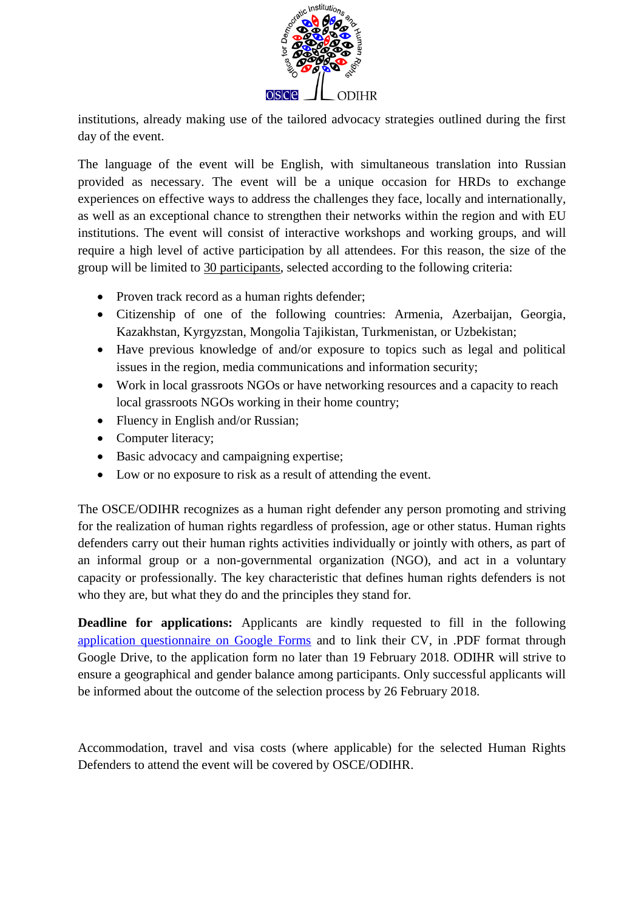institutions, already making use of the tailored advocacy strategies outlined during the first day of the event.

The language of the event will be English, with simultaneous translation into Russian provided as necessary. The event will be a unique occasion for HRDs to exchange experiences on effective ways to address the challenges they face, locally and internationally, as well as an exceptional chance to strengthen their networks within the region and with EU institutions. The event will consist of interactive workshops and working groups, and will require a high level of active participation by all attendees. For this reason, the size of the group will be limited to 30 participants, selected according to the following criteria:

- Proven track record as a human rights defender;
- Citizenship of one of the following countries: Armenia, Azerbaijan, Georgia, Kazakhstan, Kyrgyzstan, Mongolia Tajikistan, Turkmenistan, or Uzbekistan;
- Have previous knowledge of and/or exposure to topics such as legal and political issues in the region, media communications and information security;
- Work in local grassroots NGOs or have networking resources and a capacity to reach local grassroots NGOs working in their home country;
- Fluency in English and/or Russian;
- Computer literacy;
- Basic advocacy and campaigning expertise;
- Low or no exposure to risk as a result of attending the event.

The OSCE/ODIHR recognizes as a human right defender any person promoting and striving for the realization of human rights regardless of profession, age or other status. Human rights defenders carry out their human rights activities individually or jointly with others, as part of an informal group or a non-governmental organization (NGO), and act in a voluntary capacity or professionally. The key characteristic that defines human rights defenders is not who they are, but what they do and the principles they stand for.

**Deadline for applications:** Applicants are kindly requested to fill in the following application questionnaire on Google Forms and to link their CV, in .PDF format through Google Drive, to the application form no later than 19 February 2018. ODIHR will strive to ensure a geographical and gender balance among participants. Only successful applicants will be informed about the outcome of the selection process by 26 February 2018.

Accommodation, travel and visa costs (where applicable) for the selected Human Rights Defenders to attend the event will be covered by OSCE/ODIHR.